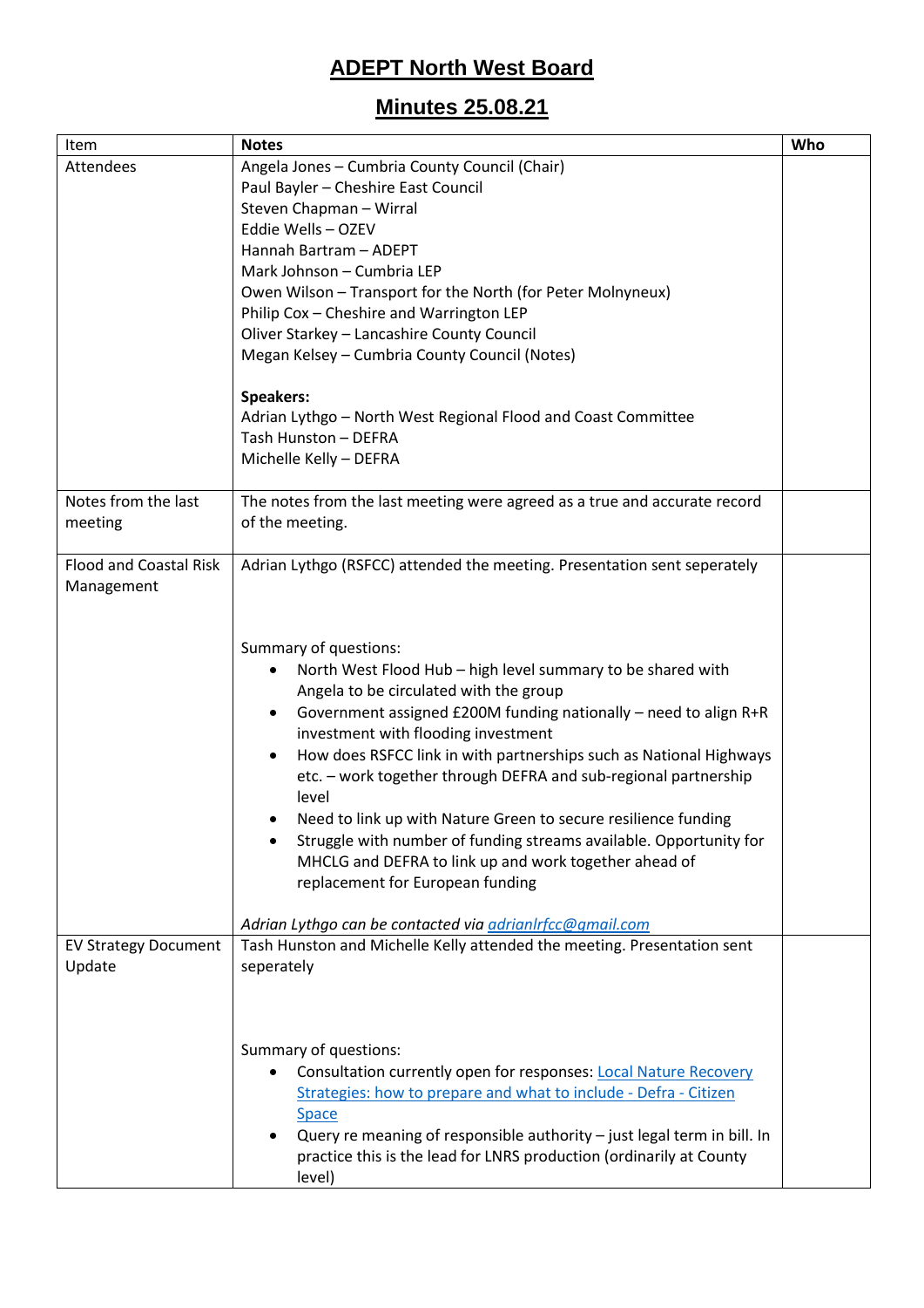# ADEPT North West Board

## Minutes 25.08.21

| Item | Notes | Who |
|---|---|---|
| Attendees | Angela Jones – Cumbria County Council (Chair)<br>Paul Bayler – Cheshire East Council<br>Steven Chapman – Wirral<br>Eddie Wells – OZEV<br>Hannah Bartram – ADEPT<br>Mark Johnson – Cumbria LEP<br>Owen Wilson – Transport for the North (for Peter Molnyneux)<br>Philip Cox – Cheshire and Warrington LEP<br>Oliver Starkey – Lancashire County Council<br>Megan Kelsey – Cumbria County Council (Notes)<br><br>**Speakers:**<br>Adrian Lythgo – North West Regional Flood and Coast Committee<br>Tash Hunston – DEFRA<br>Michelle Kelly – DEFRA | |
| Notes from the last meeting | The notes from the last meeting were agreed as a true and accurate record of the meeting. | |
| Flood and Coastal Risk Management | Adrian Lythgo (RSFCC) attended the meeting. Presentation sent seperately<br><br>Summary of questions:<br>• North West Flood Hub – high level summary to be shared with Angela to be circulated with the group<br>• Government assigned £200M funding nationally – need to align R+R investment with flooding investment<br>• How does RSFCC link in with partnerships such as National Highways etc. – work together through DEFRA and sub-regional partnership level<br>• Need to link up with Nature Green to secure resilience funding<br>• Struggle with number of funding streams available. Opportunity for MHCLG and DEFRA to link up and work together ahead of replacement for European funding<br><br>*Adrian Lythgo can be contacted via [adrianlrfcc@gmail.com](mailto:adrianlrfcc@gmail.com)* | |
| EV Strategy Document Update | Tash Hunston and Michelle Kelly attended the meeting. Presentation sent seperately<br><br>Summary of questions:<br>• Consultation currently open for responses: [Local Nature Recovery Strategies: how to prepare and what to include - Defra - Citizen Space]()<br>• Query re meaning of responsible authority – just legal term in bill. In practice this is the lead for LNRS production (ordinarily at County level) | |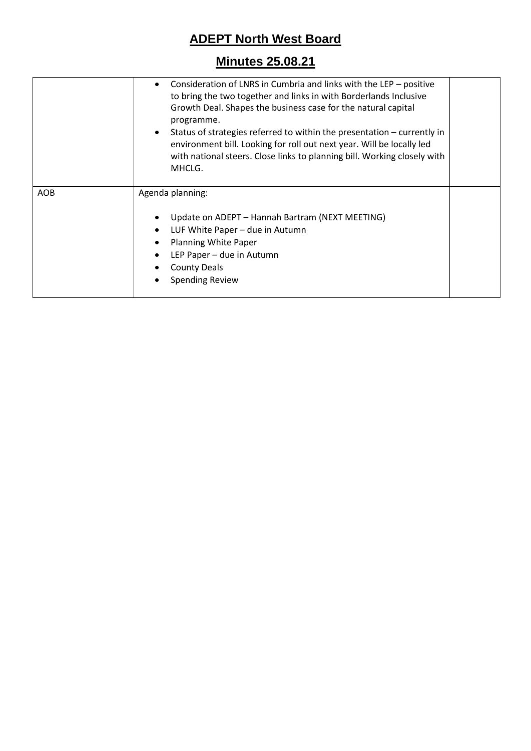# ADEPT North West Board

## Minutes 25.08.21

| | | |
|---|---|---|
| | • Consideration of LNRS in Cumbria and links with the LEP – positive to bring the two together and links in with Borderlands Inclusive Growth Deal. Shapes the business case for the natural capital programme.<br>• Status of strategies referred to within the presentation – currently in environment bill. Looking for roll out next year. Will be locally led with national steers. Close links to planning bill. Working closely with MHCLG. | |
| AOB | Agenda planning:<br><br>• Update on ADEPT – Hannah Bartram (NEXT MEETING)<br>• LUF White Paper – due in Autumn<br>• Planning White Paper<br>• LEP Paper – due in Autumn<br>• County Deals<br>• Spending Review | |